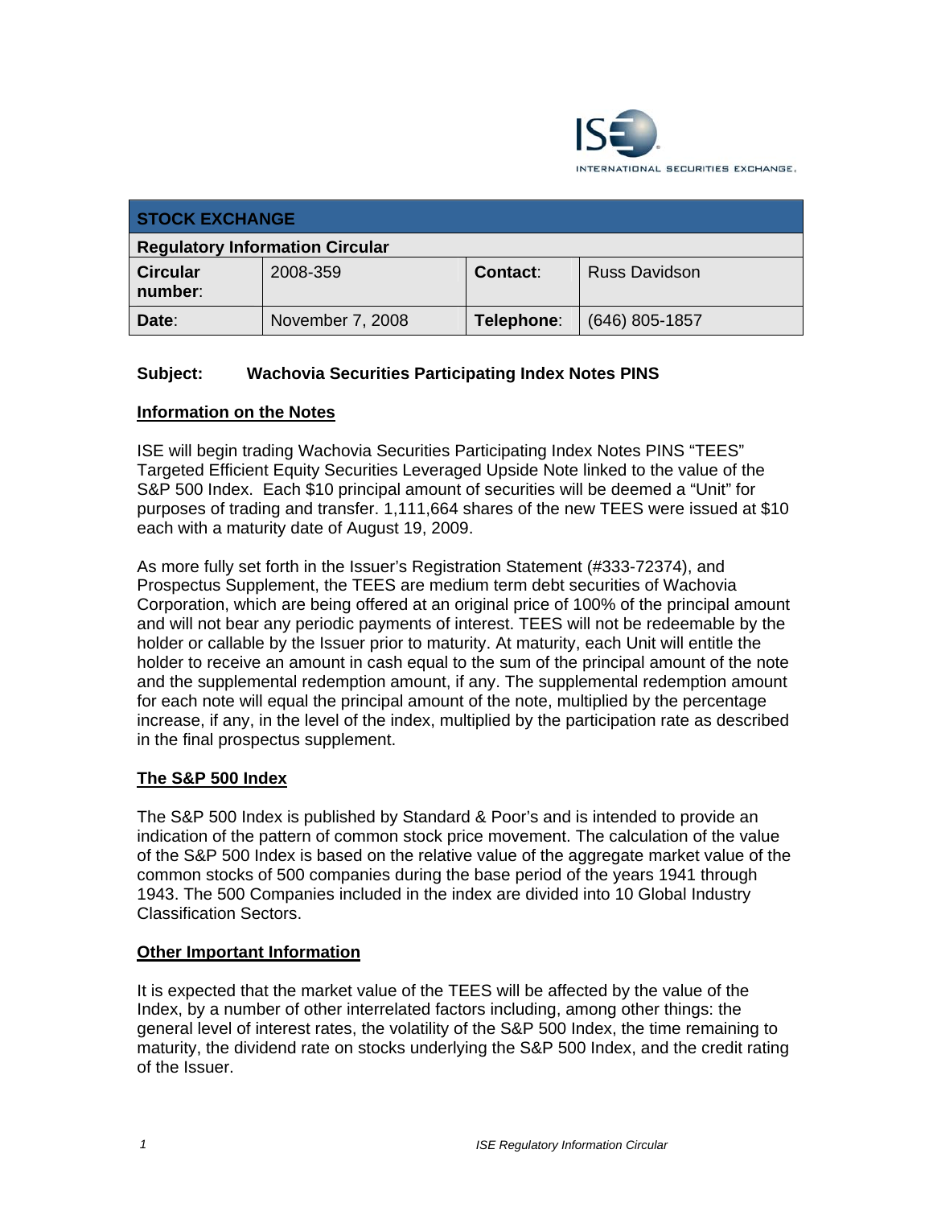INTERNATIONAL SECURITIES EXCHANGE.

| STOCK EXCHANGE | | | |
|---|---|---|---|
| **Regulatory Information Circular** | | | |
| **Circular number:** | 2008-359 | **Contact:** | Russ Davidson |
| **Date:** | November 7, 2008 | **Telephone:** | (646) 805-1857 |

**Subject: Wachovia Securities Participating Index Notes PINS**

## Information on the Notes

ISE will begin trading Wachovia Securities Participating Index Notes PINS "TEES" Targeted Efficient Equity Securities Leveraged Upside Note linked to the value of the S&P 500 Index. Each $10 principal amount of securities will be deemed a "Unit" for purposes of trading and transfer. 1,111,664 shares of the new TEES were issued at $10 each with a maturity date of August 19, 2009.

As more fully set forth in the Issuer's Registration Statement (#333-72374), and Prospectus Supplement, the TEES are medium term debt securities of Wachovia Corporation, which are being offered at an original price of 100% of the principal amount and will not bear any periodic payments of interest. TEES will not be redeemable by the holder or callable by the Issuer prior to maturity. At maturity, each Unit will entitle the holder to receive an amount in cash equal to the sum of the principal amount of the note and the supplemental redemption amount, if any. The supplemental redemption amount for each note will equal the principal amount of the note, multiplied by the percentage increase, if any, in the level of the index, multiplied by the participation rate as described in the final prospectus supplement.

## The S&P 500 Index

The S&P 500 Index is published by Standard & Poor's and is intended to provide an indication of the pattern of common stock price movement. The calculation of the value of the S&P 500 Index is based on the relative value of the aggregate market value of the common stocks of 500 companies during the base period of the years 1941 through 1943. The 500 Companies included in the index are divided into 10 Global Industry Classification Sectors.

## Other Important Information

It is expected that the market value of the TEES will be affected by the value of the Index, by a number of other interrelated factors including, among other things: the general level of interest rates, the volatility of the S&P 500 Index, the time remaining to maturity, the dividend rate on stocks underlying the S&P 500 Index, and the credit rating of the Issuer.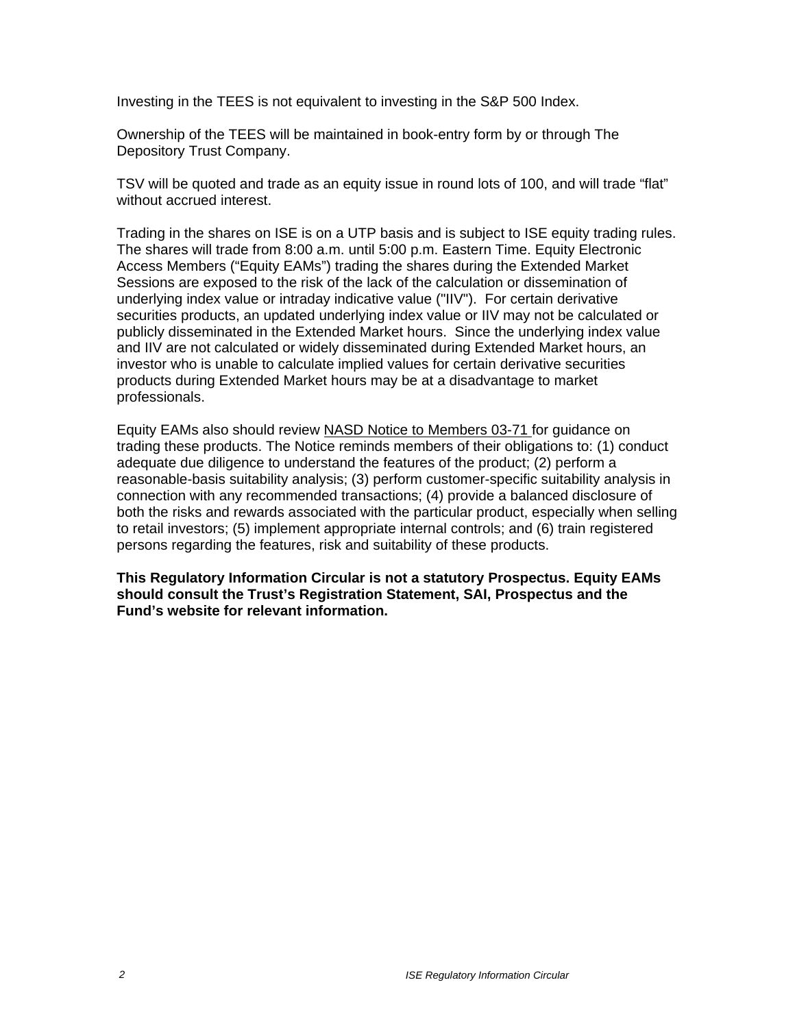Investing in the TEES is not equivalent to investing in the S&P 500 Index.

Ownership of the TEES will be maintained in book-entry form by or through The Depository Trust Company.

TSV will be quoted and trade as an equity issue in round lots of 100, and will trade "flat" without accrued interest.

Trading in the shares on ISE is on a UTP basis and is subject to ISE equity trading rules. The shares will trade from 8:00 a.m. until 5:00 p.m. Eastern Time. Equity Electronic Access Members ("Equity EAMs") trading the shares during the Extended Market Sessions are exposed to the risk of the lack of the calculation or dissemination of underlying index value or intraday indicative value ("IIV"). For certain derivative securities products, an updated underlying index value or IIV may not be calculated or publicly disseminated in the Extended Market hours. Since the underlying index value and IIV are not calculated or widely disseminated during Extended Market hours, an investor who is unable to calculate implied values for certain derivative securities products during Extended Market hours may be at a disadvantage to market professionals.

Equity EAMs also should review NASD Notice to Members 03-71 for guidance on trading these products. The Notice reminds members of their obligations to: (1) conduct adequate due diligence to understand the features of the product; (2) perform a reasonable-basis suitability analysis; (3) perform customer-specific suitability analysis in connection with any recommended transactions; (4) provide a balanced disclosure of both the risks and rewards associated with the particular product, especially when selling to retail investors; (5) implement appropriate internal controls; and (6) train registered persons regarding the features, risk and suitability of these products.

**This Regulatory Information Circular is not a statutory Prospectus. Equity EAMs should consult the Trust's Registration Statement, SAI, Prospectus and the Fund's website for relevant information.**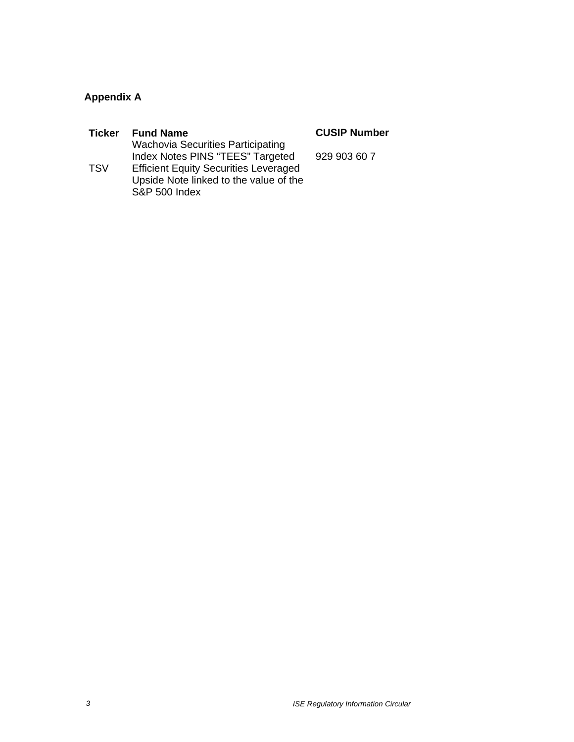**Appendix A**

| Ticker | Fund Name | CUSIP Number |
|---|---|---|
| TSV | Wachovia Securities Participating Index Notes PINS "TEES" Targeted Efficient Equity Securities Leveraged Upside Note linked to the value of the S&P 500 Index | 929 903 60 7 |